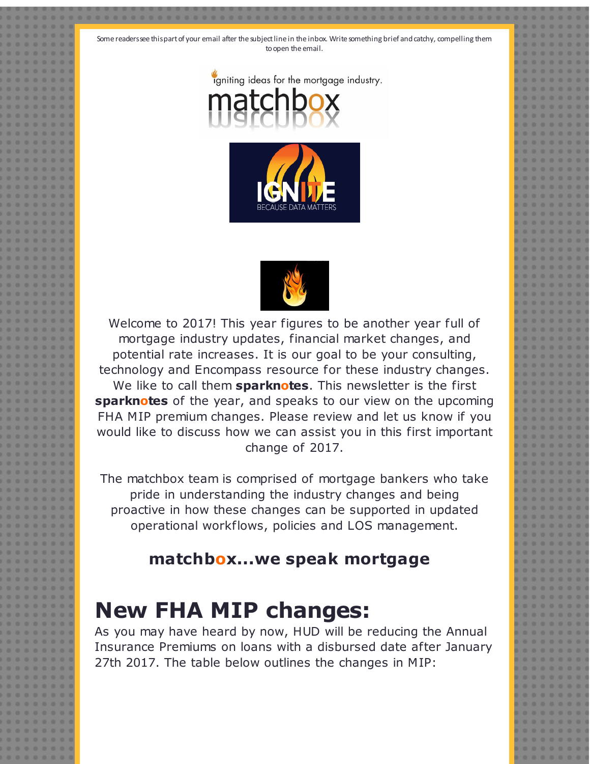Some readers see this part of your email after the subject line in the inbox. Write something brief and catchy, compelling them to open the email.

Welcome to 2017! This year figures to be another year full of mortgage industry updates, financial market changes, and potential rate increases. It is our goal to be your consulting, technology and Encompass resource for these industry changes. We like to call them **sparknotes**. This newsletter is the first **sparknotes** of the year, and speaks to our view on the upcoming FHA MIP premium changes. Please review and let us know if you would like to discuss how we can assist you in this first important change of 2017.

The matchbox team is comprised of mortgage bankers who take pride in understanding the industry changes and being proactive in how these changes can be supported in updated operational workflows, policies and LOS management.

### matchbox...we speak mortgage

# New FHA MIP changes:

As you may have heard by now, HUD will be reducing the Annual Insurance Premiums on loans with a disbursed date after January 27th 2017. The table below outlines the changes in MIP: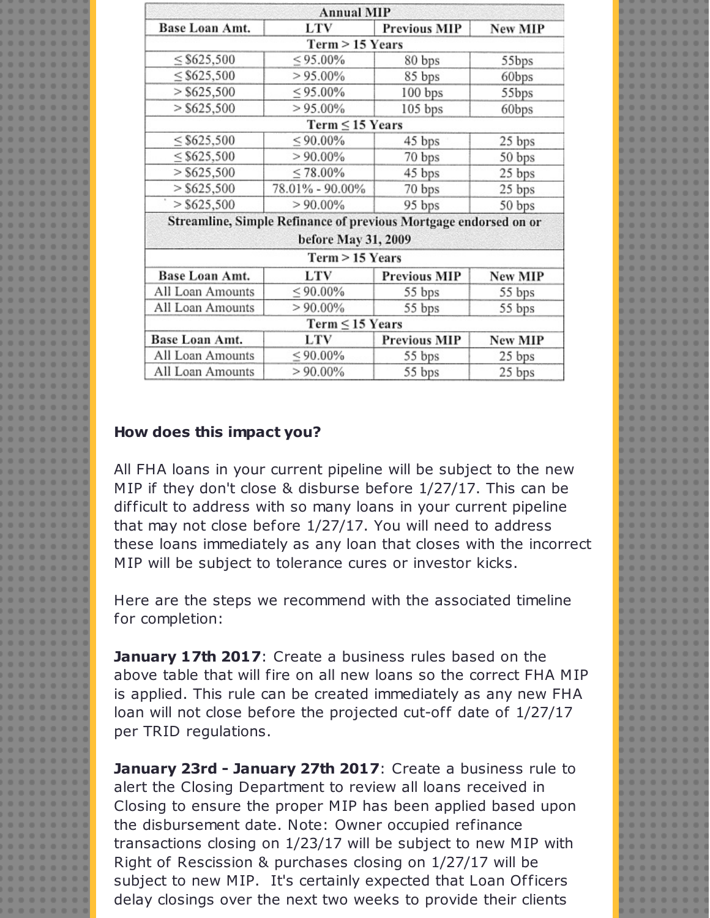| Annual MIP | | | |
|---|---|---|---|
| Base Loan Amt. | LTV | Previous MIP | New MIP |
| Term > 15 Years | | | |
| ≤ $625,500 | ≤ 95.00% | 80 bps | 55bps |
| ≤ $625,500 | > 95.00% | 85 bps | 60bps |
| > $625,500 | ≤ 95.00% | 100 bps | 55bps |
| > $625,500 | > 95.00% | 105 bps | 60bps |
| Term ≤ 15 Years | | | |
| ≤ $625,500 | ≤ 90.00% | 45 bps | 25 bps |
| ≤ $625,500 | > 90.00% | 70 bps | 50 bps |
| > $625,500 | ≤ 78.00% | 45 bps | 25 bps |
| > $625,500 | 78.01% - 90.00% | 70 bps | 25 bps |
| > $625,500 | > 90.00% | 95 bps | 50 bps |
| Streamline, Simple Refinance of previous Mortgage endorsed on or before May 31, 2009 | | | |
| Term > 15 Years | | | |
| Base Loan Amt. | LTV | Previous MIP | New MIP |
| All Loan Amounts | ≤ 90.00% | 55 bps | 55 bps |
| All Loan Amounts | > 90.00% | 55 bps | 55 bps |
| Term ≤ 15 Years | | | |
| Base Loan Amt. | LTV | Previous MIP | New MIP |
| All Loan Amounts | ≤ 90.00% | 55 bps | 25 bps |
| All Loan Amounts | > 90.00% | 55 bps | 25 bps |

**How does this impact you?**

All FHA loans in your current pipeline will be subject to the new MIP if they don't close & disburse before 1/27/17. This can be difficult to address with so many loans in your current pipeline that may not close before 1/27/17. You will need to address these loans immediately as any loan that closes with the incorrect MIP will be subject to tolerance cures or investor kicks.

Here are the steps we recommend with the associated timeline for completion:

**January 17th 2017**: Create a business rules based on the above table that will fire on all new loans so the correct FHA MIP is applied. This rule can be created immediately as any new FHA loan will not close before the projected cut-off date of 1/27/17 per TRID regulations.

**January 23rd - January 27th 2017**: Create a business rule to alert the Closing Department to review all loans received in Closing to ensure the proper MIP has been applied based upon the disbursement date. Note: Owner occupied refinance transactions closing on 1/23/17 will be subject to new MIP with Right of Rescission & purchases closing on 1/27/17 will be subject to new MIP. It's certainly expected that Loan Officers delay closings over the next two weeks to provide their clients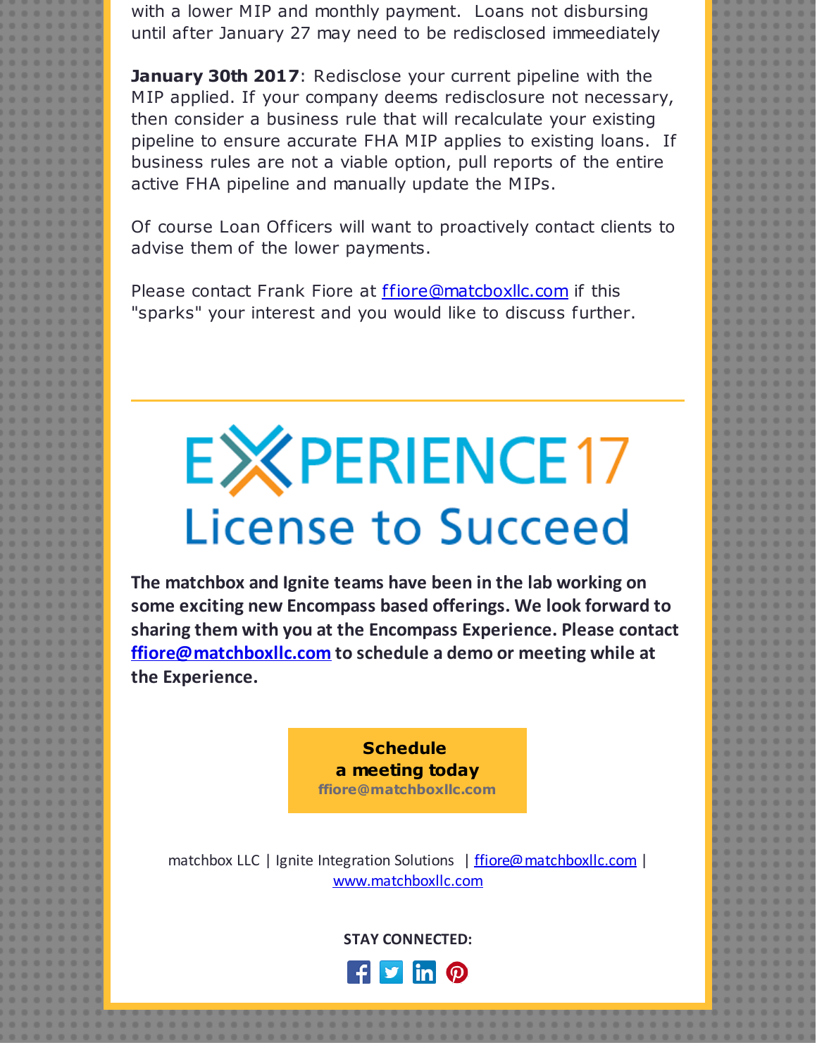with a lower MIP and monthly payment. Loans not disbursing until after January 27 may need to be redisclosed immeediately

**January 30th 2017**: Redisclose your current pipeline with the MIP applied. If your company deems redisclosure not necessary, then consider a business rule that will recalculate your existing pipeline to ensure accurate FHA MIP applies to existing loans. If business rules are not a viable option, pull reports of the entire active FHA pipeline and manually update the MIPs.

Of course Loan Officers will want to proactively contact clients to advise them of the lower payments.

Please contact Frank Fiore at ffiore@matcboxllc.com if this "sparks" your interest and you would like to discuss further.

---

# EXPERIENCE 17

## License to Succeed

**The matchbox and Ignite teams have been in the lab working on some exciting new Encompass based offerings. We look forward to sharing them with you at the Encompass Experience. Please contact ffiore@matchboxllc.com to schedule a demo or meeting while at the Experience.**

**Schedule a meeting today**
**ffiore@matchboxllc.com**

matchbox LLC | Ignite Integration Solutions | ffiore@matchboxllc.com | www.matchboxllc.com

**STAY CONNECTED:**